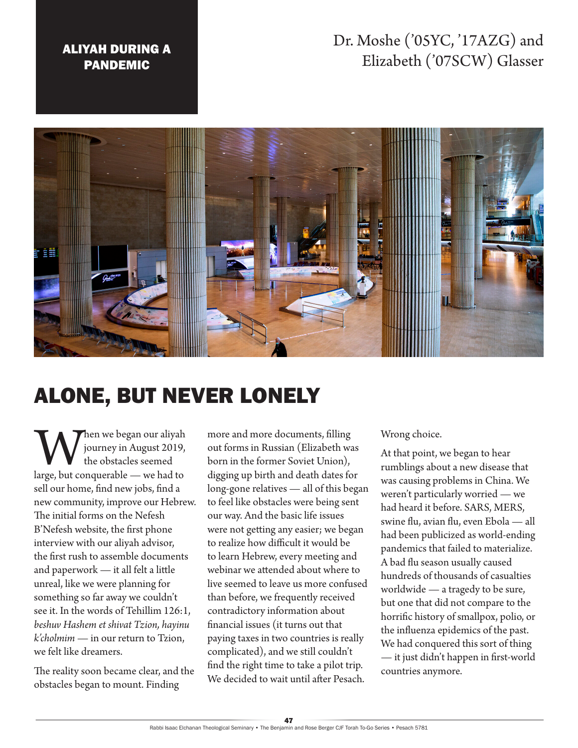**ALIYAH DURING A PANDEMIC**

Dr. Moshe ('05YC, '17AZG) and Elizabeth ('07SCW) Glasser

# ALONE, BUT NEVER LONELY

When we began our aliyah journey in August 2019, the obstacles seemed large, but conquerable — we had to sell our home, find new jobs, find a new community, improve our Hebrew. The initial forms on the Nefesh B'Nefesh website, the first phone interview with our aliyah advisor, the first rush to assemble documents and paperwork — it all felt a little unreal, like we were planning for something so far away we couldn't see it. In the words of Tehillim 126:1, *beshuv Hashem et shivat Tzion, hayinu k'cholmim* — in our return to Tzion, we felt like dreamers.

The reality soon became clear, and the obstacles began to mount. Finding more and more documents, filling out forms in Russian (Elizabeth was born in the former Soviet Union), digging up birth and death dates for long-gone relatives — all of this began to feel like obstacles were being sent our way. And the basic life issues were not getting any easier; we began to realize how difficult it would be to learn Hebrew, every meeting and webinar we attended about where to live seemed to leave us more confused than before, we frequently received contradictory information about financial issues (it turns out that paying taxes in two countries is really complicated), and we still couldn't find the right time to take a pilot trip. We decided to wait until after Pesach.

Wrong choice.

At that point, we began to hear rumblings about a new disease that was causing problems in China. We weren't particularly worried — we had heard it before. SARS, MERS, swine flu, avian flu, even Ebola — all had been publicized as world-ending pandemics that failed to materialize. A bad flu season usually caused hundreds of thousands of casualties worldwide — a tragedy to be sure, but one that did not compare to the horrific history of smallpox, polio, or the influenza epidemics of the past. We had conquered this sort of thing — it just didn't happen in first-world countries anymore.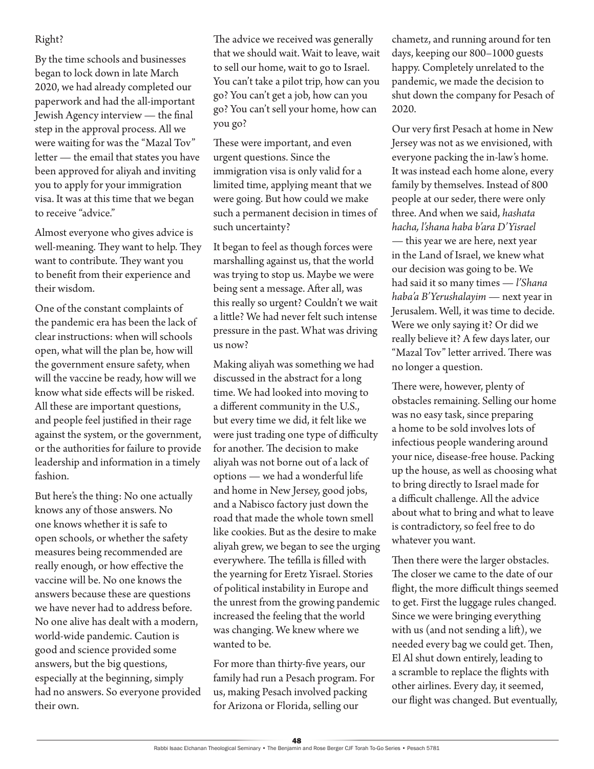Right?

By the time schools and businesses began to lock down in late March 2020, we had already completed our paperwork and had the all-important Jewish Agency interview — the final step in the approval process. All we were waiting for was the "Mazal Tov" letter — the email that states you have been approved for aliyah and inviting you to apply for your immigration visa. It was at this time that we began to receive "advice."

Almost everyone who gives advice is well-meaning. They want to help. They want to contribute. They want you to benefit from their experience and their wisdom.

One of the constant complaints of the pandemic era has been the lack of clear instructions: when will schools open, what will the plan be, how will the government ensure safety, when will the vaccine be ready, how will we know what side effects will be risked. All these are important questions, and people feel justified in their rage against the system, or the government, or the authorities for failure to provide leadership and information in a timely fashion.

But here's the thing: No one actually knows any of those answers. No one knows whether it is safe to open schools, or whether the safety measures being recommended are really enough, or how effective the vaccine will be. No one knows the answers because these are questions we have never had to address before. No one alive has dealt with a modern, world-wide pandemic. Caution is good and science provided some answers, but the big questions, especially at the beginning, simply had no answers. So everyone provided their own.

The advice we received was generally that we should wait. Wait to leave, wait to sell our home, wait to go to Israel. You can't take a pilot trip, how can you go? You can't get a job, how can you go? You can't sell your home, how can you go?

These were important, and even urgent questions. Since the immigration visa is only valid for a limited time, applying meant that we were going. But how could we make such a permanent decision in times of such uncertainty?

It began to feel as though forces were marshalling against us, that the world was trying to stop us. Maybe we were being sent a message. After all, was this really so urgent? Couldn't we wait a little? We had never felt such intense pressure in the past. What was driving us now?

Making aliyah was something we had discussed in the abstract for a long time. We had looked into moving to a different community in the U.S., but every time we did, it felt like we were just trading one type of difficulty for another. The decision to make aliyah was not borne out of a lack of options — we had a wonderful life and home in New Jersey, good jobs, and a Nabisco factory just down the road that made the whole town smell like cookies. But as the desire to make aliyah grew, we began to see the urging everywhere. The tefilla is filled with the yearning for Eretz Yisrael. Stories of political instability in Europe and the unrest from the growing pandemic increased the feeling that the world was changing. We knew where we wanted to be.

For more than thirty-five years, our family had run a Pesach program. For us, making Pesach involved packing for Arizona or Florida, selling our chametz, and running around for ten days, keeping our 800–1000 guests happy. Completely unrelated to the pandemic, we made the decision to shut down the company for Pesach of 2020.

Our very first Pesach at home in New Jersey was not as we envisioned, with everyone packing the in-law's home. It was instead each home alone, every family by themselves. Instead of 800 people at our seder, there were only three. And when we said, *hashata hacha, l'shana haba b'ara D'Yisrael* — this year we are here, next year in the Land of Israel, we knew what our decision was going to be. We had said it so many times — *l'Shana haba'a B'Yerushalayim* — next year in Jerusalem. Well, it was time to decide. Were we only saying it? Or did we really believe it? A few days later, our "Mazal Tov" letter arrived. There was no longer a question.

There were, however, plenty of obstacles remaining. Selling our home was no easy task, since preparing a home to be sold involves lots of infectious people wandering around your nice, disease-free house. Packing up the house, as well as choosing what to bring directly to Israel made for a difficult challenge. All the advice about what to bring and what to leave is contradictory, so feel free to do whatever you want.

Then there were the larger obstacles. The closer we came to the date of our flight, the more difficult things seemed to get. First the luggage rules changed. Since we were bringing everything with us (and not sending a lift), we needed every bag we could get. Then, El Al shut down entirely, leading to a scramble to replace the flights with other airlines. Every day, it seemed, our flight was changed. But eventually,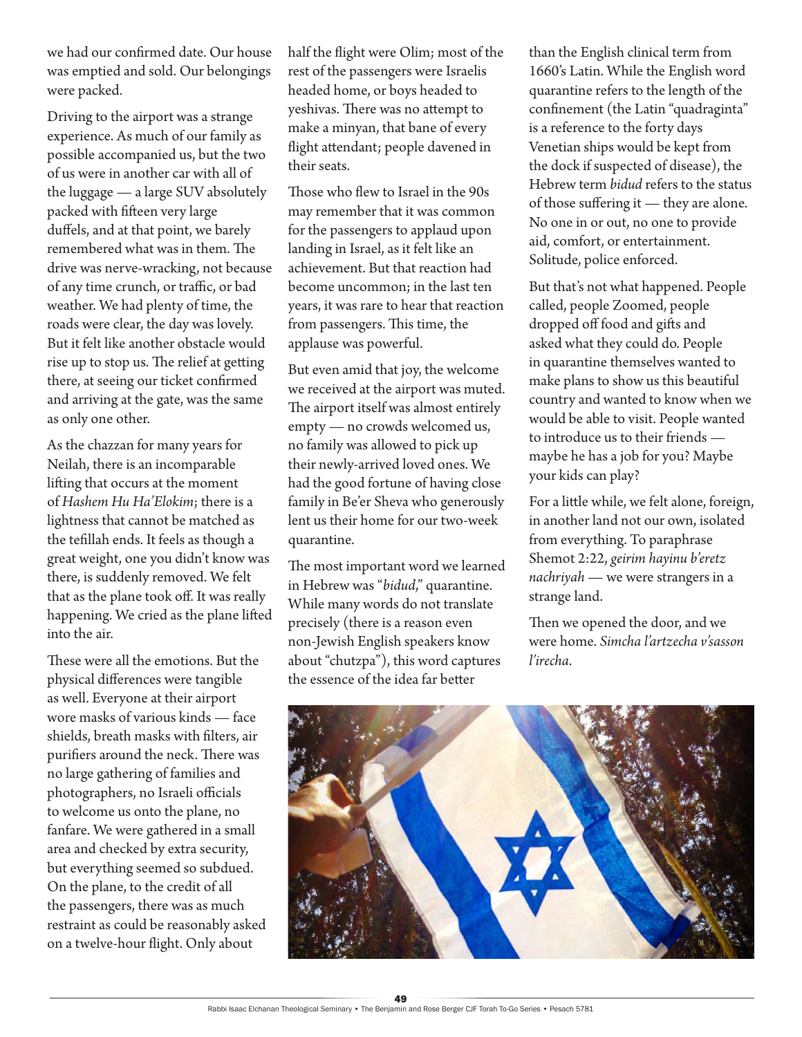we had our confirmed date. Our house was emptied and sold. Our belongings were packed.

Driving to the airport was a strange experience. As much of our family as possible accompanied us, but the two of us were in another car with all of the luggage — a large SUV absolutely packed with fifteen very large duffels, and at that point, we barely remembered what was in them. The drive was nerve-wracking, not because of any time crunch, or traffic, or bad weather. We had plenty of time, the roads were clear, the day was lovely. But it felt like another obstacle would rise up to stop us. The relief at getting there, at seeing our ticket confirmed and arriving at the gate, was the same as only one other.

As the chazzan for many years for Neilah, there is an incomparable lifting that occurs at the moment of *Hashem Hu Ha'Elokim*; there is a lightness that cannot be matched as the tefillah ends. It feels as though a great weight, one you didn't know was there, is suddenly removed. We felt that as the plane took off. It was really happening. We cried as the plane lifted into the air.

These were all the emotions. But the physical differences were tangible as well. Everyone at their airport wore masks of various kinds — face shields, breath masks with filters, air purifiers around the neck. There was no large gathering of families and photographers, no Israeli officials to welcome us onto the plane, no fanfare. We were gathered in a small area and checked by extra security, but everything seemed so subdued. On the plane, to the credit of all the passengers, there was as much restraint as could be reasonably asked on a twelve-hour flight. Only about half the flight were Olim; most of the rest of the passengers were Israelis headed home, or boys headed to yeshivas. There was no attempt to make a minyan, that bane of every flight attendant; people davened in their seats.

Those who flew to Israel in the 90s may remember that it was common for the passengers to applaud upon landing in Israel, as it felt like an achievement. But that reaction had become uncommon; in the last ten years, it was rare to hear that reaction from passengers. This time, the applause was powerful.

But even amid that joy, the welcome we received at the airport was muted. The airport itself was almost entirely empty — no crowds welcomed us, no family was allowed to pick up their newly-arrived loved ones. We had the good fortune of having close family in Be'er Sheva who generously lent us their home for our two-week quarantine.

The most important word we learned in Hebrew was "*bidud*," quarantine. While many words do not translate precisely (there is a reason even non-Jewish English speakers know about "chutzpa"), this word captures the essence of the idea far better than the English clinical term from 1660's Latin. While the English word quarantine refers to the length of the confinement (the Latin "quadraginta" is a reference to the forty days Venetian ships would be kept from the dock if suspected of disease), the Hebrew term *bidud* refers to the status of those suffering it — they are alone. No one in or out, no one to provide aid, comfort, or entertainment. Solitude, police enforced.

But that's not what happened. People called, people Zoomed, people dropped off food and gifts and asked what they could do. People in quarantine themselves wanted to make plans to show us this beautiful country and wanted to know when we would be able to visit. People wanted to introduce us to their friends — maybe he has a job for you? Maybe your kids can play?

For a little while, we felt alone, foreign, in another land not our own, isolated from everything. To paraphrase Shemot 2:22, *geirim hayinu b'eretz nachriyah* — we were strangers in a strange land.

Then we opened the door, and we were home. *Simcha l'artzecha v'sasson l'irecha*.